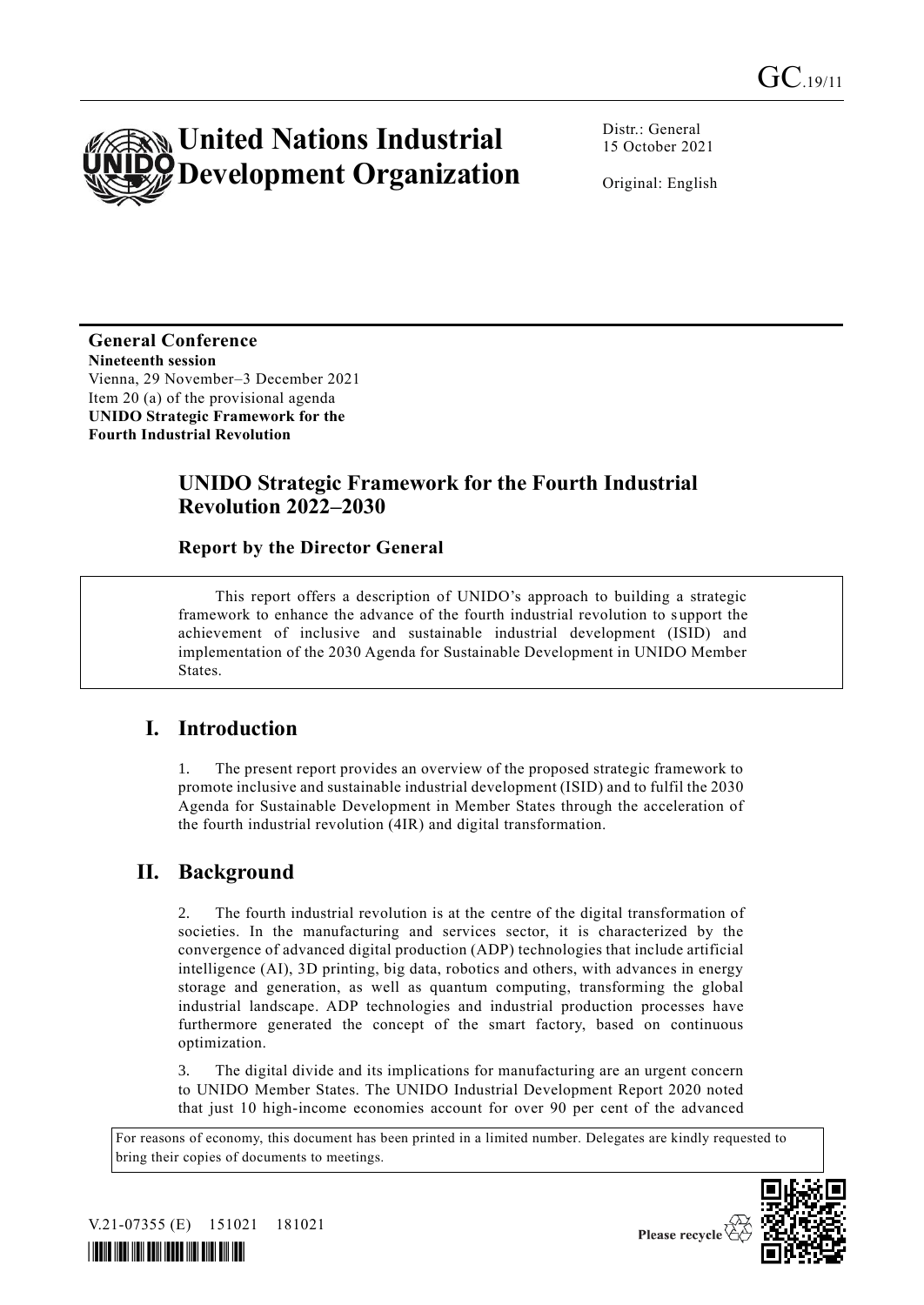GC.19/11

# United Nations Industrial Development Organization

Distr.: General
15 October 2021

Original: English

**General Conference**
**Nineteenth session**
Vienna, 29 November–3 December 2021
Item 20 (a) of the provisional agenda
**UNIDO Strategic Framework for the Fourth Industrial Revolution**

## UNIDO Strategic Framework for the Fourth Industrial Revolution 2022–2030

### Report by the Director General

This report offers a description of UNIDO's approach to building a strategic framework to enhance the advance of the fourth industrial revolution to support the achievement of inclusive and sustainable industrial development (ISID) and implementation of the 2030 Agenda for Sustainable Development in UNIDO Member States.

## I. Introduction

1. The present report provides an overview of the proposed strategic framework to promote inclusive and sustainable industrial development (ISID) and to fulfil the 2030 Agenda for Sustainable Development in Member States through the acceleration of the fourth industrial revolution (4IR) and digital transformation.

## II. Background

2. The fourth industrial revolution is at the centre of the digital transformation of societies. In the manufacturing and services sector, it is characterized by the convergence of advanced digital production (ADP) technologies that include artificial intelligence (AI), 3D printing, big data, robotics and others, with advances in energy storage and generation, as well as quantum computing, transforming the global industrial landscape. ADP technologies and industrial production processes have furthermore generated the concept of the smart factory, based on continuous optimization.

3. The digital divide and its implications for manufacturing are an urgent concern to UNIDO Member States. The UNIDO Industrial Development Report 2020 noted that just 10 high-income economies account for over 90 per cent of the advanced

For reasons of economy, this document has been printed in a limited number. Delegates are kindly requested to bring their copies of documents to meetings.

V.21-07355 (E) 151021 181021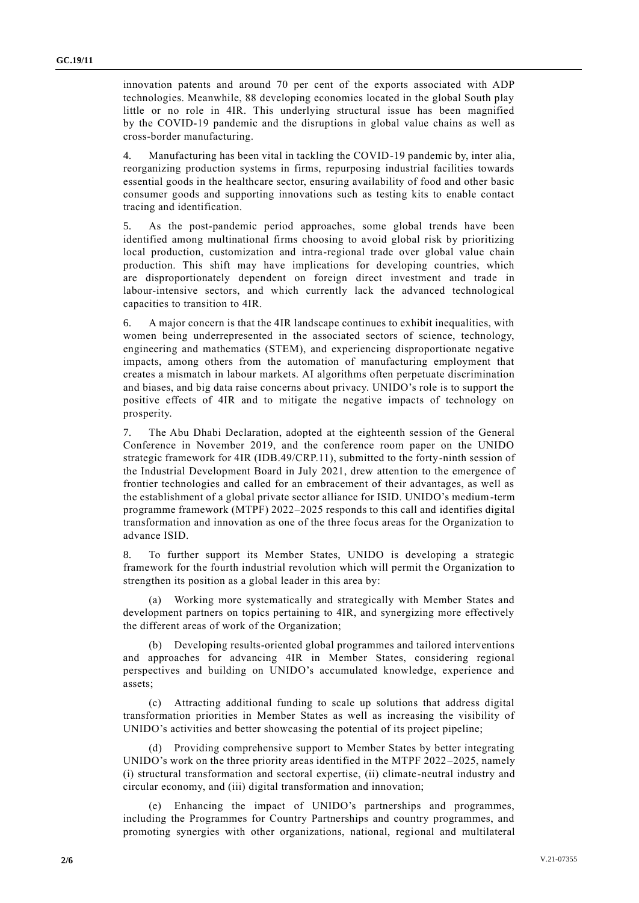innovation patents and around 70 per cent of the exports associated with ADP technologies. Meanwhile, 88 developing economies located in the global South play little or no role in 4IR. This underlying structural issue has been magnified by the COVID-19 pandemic and the disruptions in global value chains as well as cross-border manufacturing.

4. Manufacturing has been vital in tackling the COVID-19 pandemic by, inter alia, reorganizing production systems in firms, repurposing industrial facilities towards essential goods in the healthcare sector, ensuring availability of food and other basic consumer goods and supporting innovations such as testing kits to enable contact tracing and identification.

5. As the post-pandemic period approaches, some global trends have been identified among multinational firms choosing to avoid global risk by prioritizing local production, customization and intra-regional trade over global value chain production. This shift may have implications for developing countries, which are disproportionately dependent on foreign direct investment and trade in labour-intensive sectors, and which currently lack the advanced technological capacities to transition to 4IR.

6. A major concern is that the 4IR landscape continues to exhibit inequalities, with women being underrepresented in the associated sectors of science, technology, engineering and mathematics (STEM), and experiencing disproportionate negative impacts, among others from the automation of manufacturing employment that creates a mismatch in labour markets. AI algorithms often perpetuate discrimination and biases, and big data raise concerns about privacy. UNIDO's role is to support the positive effects of 4IR and to mitigate the negative impacts of technology on prosperity.

7. The Abu Dhabi Declaration, adopted at the eighteenth session of the General Conference in November 2019, and the conference room paper on the UNIDO strategic framework for 4IR (IDB.49/CRP.11), submitted to the forty-ninth session of the Industrial Development Board in July 2021, drew attention to the emergence of frontier technologies and called for an embracement of their advantages, as well as the establishment of a global private sector alliance for ISID. UNIDO's medium-term programme framework (MTPF) 2022–2025 responds to this call and identifies digital transformation and innovation as one of the three focus areas for the Organization to advance ISID.

8. To further support its Member States, UNIDO is developing a strategic framework for the fourth industrial revolution which will permit the Organization to strengthen its position as a global leader in this area by:

(a) Working more systematically and strategically with Member States and development partners on topics pertaining to 4IR, and synergizing more effectively the different areas of work of the Organization;

(b) Developing results-oriented global programmes and tailored interventions and approaches for advancing 4IR in Member States, considering regional perspectives and building on UNIDO's accumulated knowledge, experience and assets;

(c) Attracting additional funding to scale up solutions that address digital transformation priorities in Member States as well as increasing the visibility of UNIDO's activities and better showcasing the potential of its project pipeline;

(d) Providing comprehensive support to Member States by better integrating UNIDO's work on the three priority areas identified in the MTPF 2022–2025, namely (i) structural transformation and sectoral expertise, (ii) climate-neutral industry and circular economy, and (iii) digital transformation and innovation;

(e) Enhancing the impact of UNIDO's partnerships and programmes, including the Programmes for Country Partnerships and country programmes, and promoting synergies with other organizations, national, regional and multilateral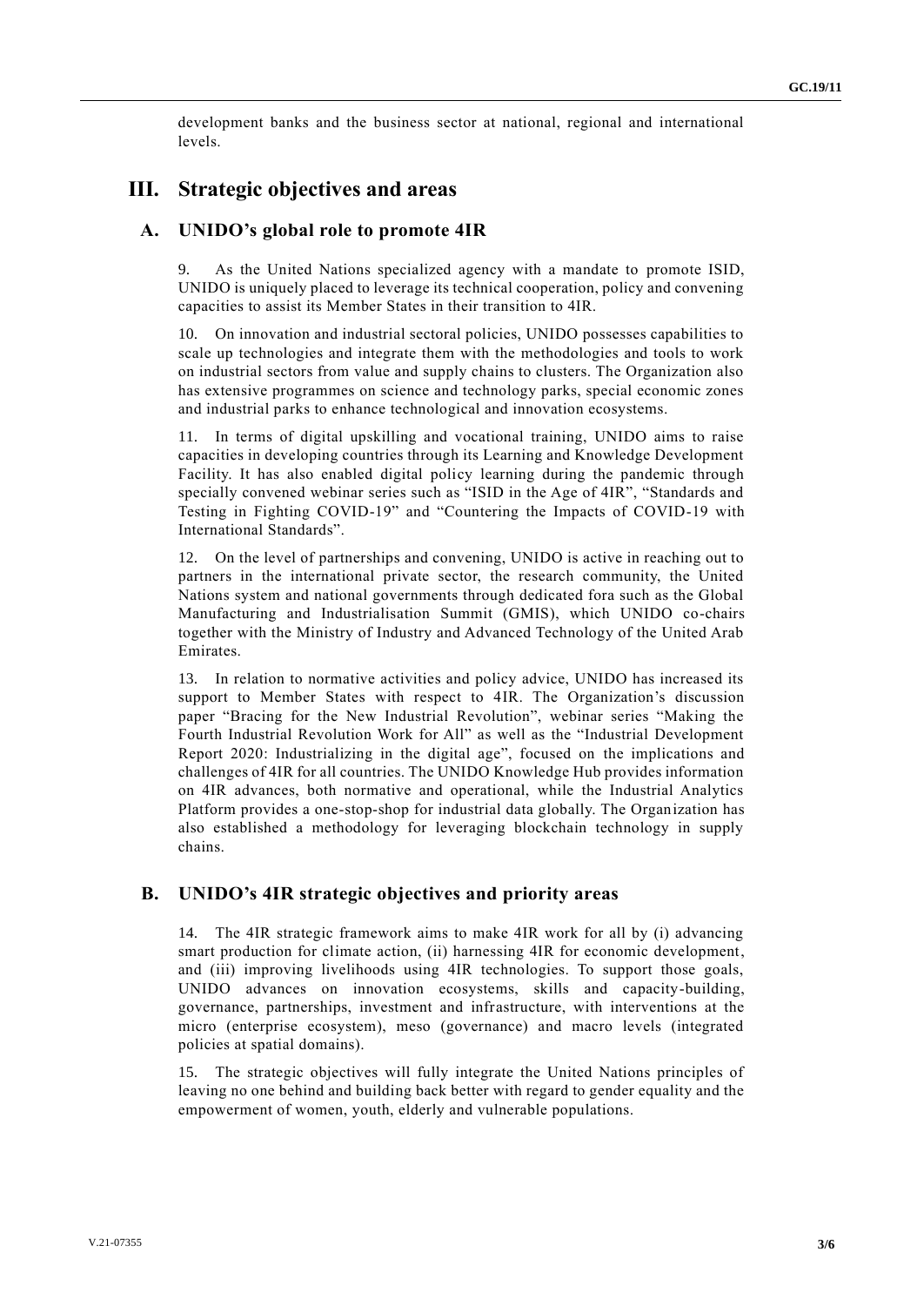development banks and the business sector at national, regional and international levels.

# III. Strategic objectives and areas

## A. UNIDO's global role to promote 4IR

9. As the United Nations specialized agency with a mandate to promote ISID, UNIDO is uniquely placed to leverage its technical cooperation, policy and convening capacities to assist its Member States in their transition to 4IR.

10. On innovation and industrial sectoral policies, UNIDO possesses capabilities to scale up technologies and integrate them with the methodologies and tools to work on industrial sectors from value and supply chains to clusters. The Organization also has extensive programmes on science and technology parks, special economic zones and industrial parks to enhance technological and innovation ecosystems.

11. In terms of digital upskilling and vocational training, UNIDO aims to raise capacities in developing countries through its Learning and Knowledge Development Facility. It has also enabled digital policy learning during the pandemic through specially convened webinar series such as "ISID in the Age of 4IR", "Standards and Testing in Fighting COVID-19" and "Countering the Impacts of COVID-19 with International Standards".

12. On the level of partnerships and convening, UNIDO is active in reaching out to partners in the international private sector, the research community, the United Nations system and national governments through dedicated fora such as the Global Manufacturing and Industrialisation Summit (GMIS), which UNIDO co-chairs together with the Ministry of Industry and Advanced Technology of the United Arab Emirates.

13. In relation to normative activities and policy advice, UNIDO has increased its support to Member States with respect to 4IR. The Organization's discussion paper "Bracing for the New Industrial Revolution", webinar series "Making the Fourth Industrial Revolution Work for All" as well as the "Industrial Development Report 2020: Industrializing in the digital age", focused on the implications and challenges of 4IR for all countries. The UNIDO Knowledge Hub provides information on 4IR advances, both normative and operational, while the Industrial Analytics Platform provides a one-stop-shop for industrial data globally. The Organization has also established a methodology for leveraging blockchain technology in supply chains.

## B. UNIDO's 4IR strategic objectives and priority areas

14. The 4IR strategic framework aims to make 4IR work for all by (i) advancing smart production for climate action, (ii) harnessing 4IR for economic development, and (iii) improving livelihoods using 4IR technologies. To support those goals, UNIDO advances on innovation ecosystems, skills and capacity-building, governance, partnerships, investment and infrastructure, with interventions at the micro (enterprise ecosystem), meso (governance) and macro levels (integrated policies at spatial domains).

15. The strategic objectives will fully integrate the United Nations principles of leaving no one behind and building back better with regard to gender equality and the empowerment of women, youth, elderly and vulnerable populations.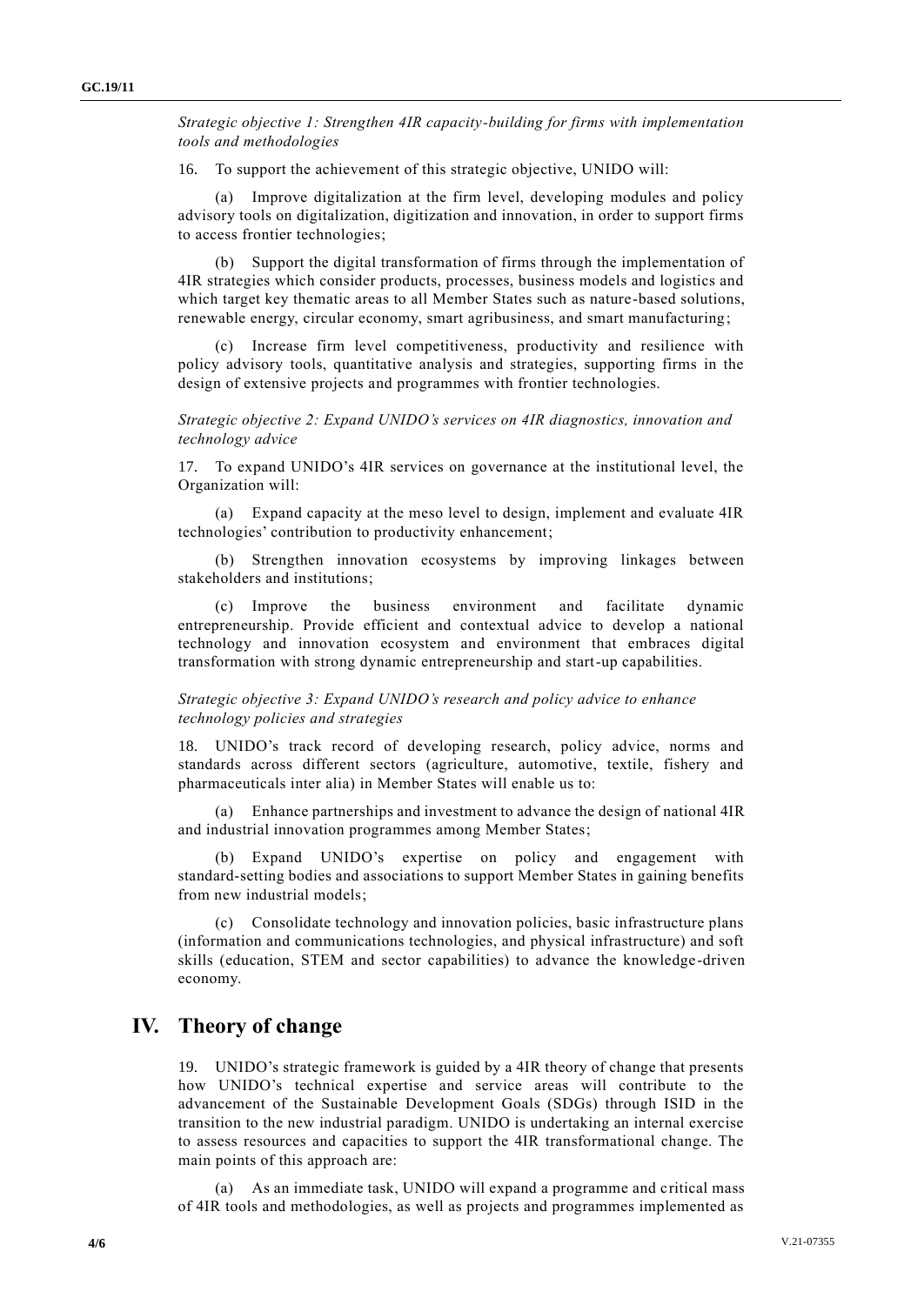*Strategic objective 1: Strengthen 4IR capacity-building for firms with implementation tools and methodologies*

16. To support the achievement of this strategic objective, UNIDO will:

(a) Improve digitalization at the firm level, developing modules and policy advisory tools on digitalization, digitization and innovation, in order to support firms to access frontier technologies;

(b) Support the digital transformation of firms through the implementation of 4IR strategies which consider products, processes, business models and logistics and which target key thematic areas to all Member States such as nature-based solutions, renewable energy, circular economy, smart agribusiness, and smart manufacturing;

(c) Increase firm level competitiveness, productivity and resilience with policy advisory tools, quantitative analysis and strategies, supporting firms in the design of extensive projects and programmes with frontier technologies.

*Strategic objective 2: Expand UNIDO's services on 4IR diagnostics, innovation and technology advice*

17. To expand UNIDO's 4IR services on governance at the institutional level, the Organization will:

(a) Expand capacity at the meso level to design, implement and evaluate 4IR technologies' contribution to productivity enhancement;

(b) Strengthen innovation ecosystems by improving linkages between stakeholders and institutions;

(c) Improve the business environment and facilitate dynamic entrepreneurship. Provide efficient and contextual advice to develop a national technology and innovation ecosystem and environment that embraces digital transformation with strong dynamic entrepreneurship and start-up capabilities.

*Strategic objective 3: Expand UNIDO's research and policy advice to enhance technology policies and strategies*

18. UNIDO's track record of developing research, policy advice, norms and standards across different sectors (agriculture, automotive, textile, fishery and pharmaceuticals inter alia) in Member States will enable us to:

(a) Enhance partnerships and investment to advance the design of national 4IR and industrial innovation programmes among Member States;

(b) Expand UNIDO's expertise on policy and engagement with standard-setting bodies and associations to support Member States in gaining benefits from new industrial models;

(c) Consolidate technology and innovation policies, basic infrastructure plans (information and communications technologies, and physical infrastructure) and soft skills (education, STEM and sector capabilities) to advance the knowledge-driven economy.

## IV. Theory of change

19. UNIDO's strategic framework is guided by a 4IR theory of change that presents how UNIDO's technical expertise and service areas will contribute to the advancement of the Sustainable Development Goals (SDGs) through ISID in the transition to the new industrial paradigm. UNIDO is undertaking an internal exercise to assess resources and capacities to support the 4IR transformational change. The main points of this approach are:

(a) As an immediate task, UNIDO will expand a programme and critical mass of 4IR tools and methodologies, as well as projects and programmes implemented as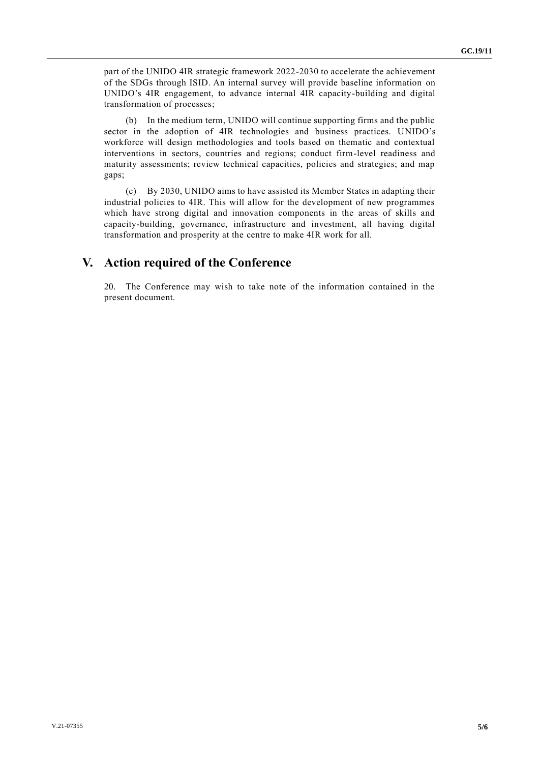part of the UNIDO 4IR strategic framework 2022-2030 to accelerate the achievement of the SDGs through ISID. An internal survey will provide baseline information on UNIDO's 4IR engagement, to advance internal 4IR capacity-building and digital transformation of processes;

(b) In the medium term, UNIDO will continue supporting firms and the public sector in the adoption of 4IR technologies and business practices. UNIDO's workforce will design methodologies and tools based on thematic and contextual interventions in sectors, countries and regions; conduct firm-level readiness and maturity assessments; review technical capacities, policies and strategies; and map gaps;

(c) By 2030, UNIDO aims to have assisted its Member States in adapting their industrial policies to 4IR. This will allow for the development of new programmes which have strong digital and innovation components in the areas of skills and capacity-building, governance, infrastructure and investment, all having digital transformation and prosperity at the centre to make 4IR work for all.

## V. Action required of the Conference

20. The Conference may wish to take note of the information contained in the present document.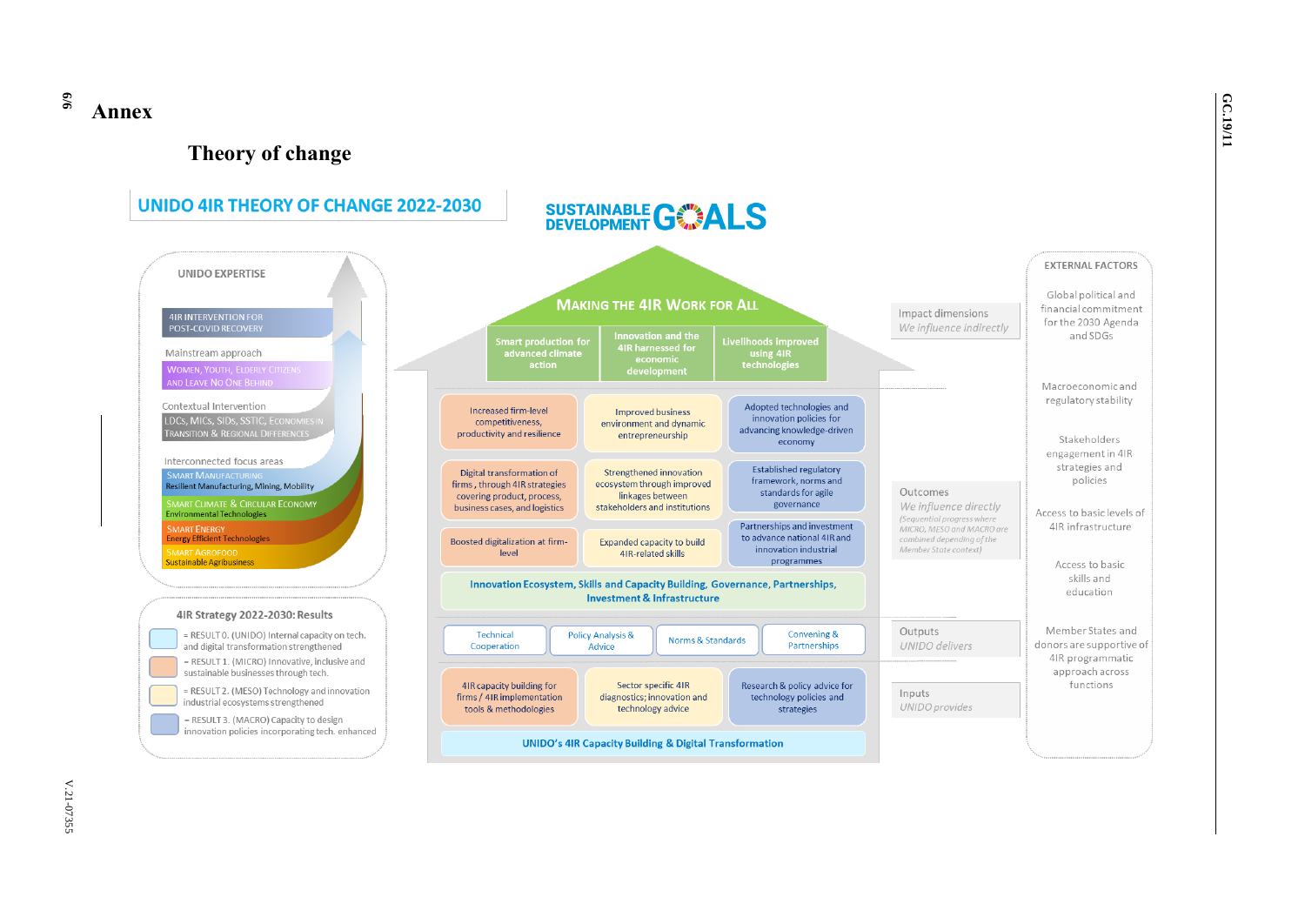# Annex

## Theory of change

UNIDO 4IR THEORY OF CHANGE 2022-2030

SUSTAINABLE DEVELOPMENT GOALS

UNIDO EXPERTISE

4IR INTERVENTION FOR POST-COVID RECOVERY

Mainstream approach

WOMEN, YOUTH, ELDERLY CITIZENS AND LEAVE NO ONE BEHIND

Contextual Intervention

LDCs, MICs, SIDs, SSTIC, ECONOMIES IN TRANSITION & REGIONAL DIFFERENCES

Interconnected focus areas

SMART MANUFACTURING
Resilient Manufacturing, Mining, Mobility

SMART CLIMATE & CIRCULAR ECONOMY
Environmental Technologies

SMART ENERGY
Energy Efficient Technologies

SMART AGROFOOD
Sustainable Agribusiness

4IR Strategy 2022-2030: Results

= RESULT 0. (UNIDO) Internal capacity on tech. and digital transformation strengthened

= RESULT 1. (MICRO) Innovative, inclusive and sustainable businesses through tech.

= RESULT 2. (MESO) Technology and innovation industrial ecosystems strengthened

= RESULT 3. (MACRO) Capacity to design innovation policies incorporating tech. enhanced

MAKING THE 4IR WORK FOR ALL

Smart production for advanced climate action

Innovation and the 4IR harnessed for economic development

Livelihoods improved using 4IR technologies

Impact dimensions
*We influence indirectly*

Increased firm-level competitiveness, productivity and resilience

Improved business environment and dynamic entrepreneurship

Adopted technologies and innovation policies for advancing knowledge-driven economy

Digital transformation of firms, through 4IR strategies covering product, process, business cases, and logistics

Strengthened innovation ecosystem through improved linkages between stakeholders and institutions

Established regulatory framework, norms and standards for agile governance

Boosted digitalization at firm-level

Expanded capacity to build 4IR-related skills

Partnerships and investment to advance national 4IR and innovation industrial programmes

Innovation Ecosystem, Skills and Capacity Building, Governance, Partnerships, Investment & Infrastructure

Outcomes
*We influence directly*
*(Sequential progress where MICRO, MESO and MACRO are combined depending of the Member State context)*

Technical Cooperation

Policy Analysis & Advice

Norms & Standards

Convening & Partnerships

Outputs
*UNIDO delivers*

4IR capacity building for firms / 4IR implementation tools & methodologies

Sector specific 4IR diagnostics; innovation and technology advice

Research & policy advice for technology policies and strategies

UNIDO's 4IR Capacity Building & Digital Transformation

Inputs
*UNIDO provides*

EXTERNAL FACTORS

Global political and financial commitment for the 2030 Agenda and SDGs

Macroeconomic and regulatory stability

Stakeholders engagement in 4IR strategies and policies

Access to basic levels of 4IR infrastructure

Access to basic skills and education

Member States and donors are supportive of 4IR programmatic approach across functions